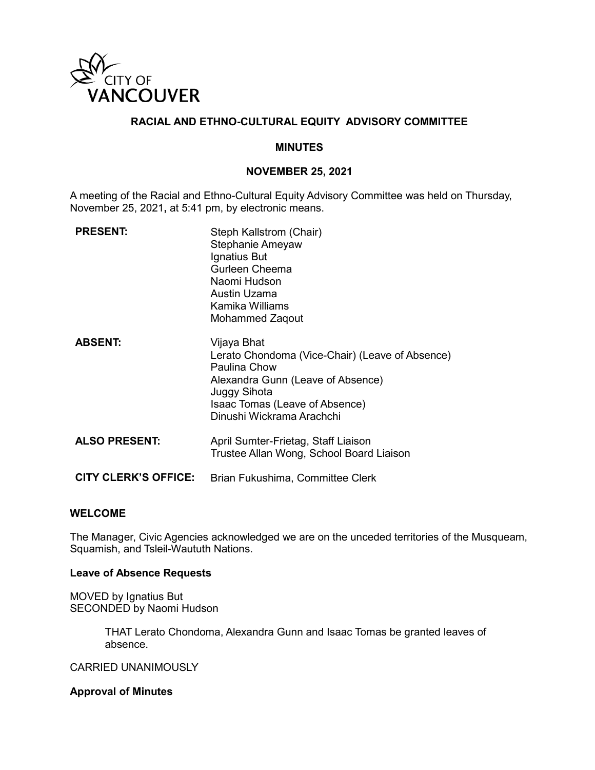CITY OF VANCOUVER

# RACIAL AND ETHNO-CULTURAL EQUITY ADVISORY COMMITTEE

## MINUTES

## NOVEMBER 25, 2021

A meeting of the Racial and Ethno-Cultural Equity Advisory Committee was held on Thursday, November 25, 2021**,** at 5:41 pm, by electronic means.

| | |
|---|---|
| **PRESENT:** | Steph Kallstrom (Chair)<br>Stephanie Ameyaw<br>Ignatius But<br>Gurleen Cheema<br>Naomi Hudson<br>Austin Uzama<br>Kamika Williams<br>Mohammed Zaqout |
| **ABSENT:** | Vijaya Bhat<br>Lerato Chondoma (Vice-Chair) (Leave of Absence)<br>Paulina Chow<br>Alexandra Gunn (Leave of Absence)<br>Juggy Sihota<br>Isaac Tomas (Leave of Absence)<br>Dinushi Wickrama Arachchi |
| **ALSO PRESENT:** | April Sumter-Frietag, Staff Liaison<br>Trustee Allan Wong, School Board Liaison |
| **CITY CLERK'S OFFICE:** | Brian Fukushima, Committee Clerk |

### WELCOME

The Manager, Civic Agencies acknowledged we are on the unceded territories of the Musqueam, Squamish, and Tsleil-Waututh Nations.

### Leave of Absence Requests

MOVED by Ignatius But
SECONDED by Naomi Hudson

> THAT Lerato Chondoma, Alexandra Gunn and Isaac Tomas be granted leaves of absence.

CARRIED UNANIMOUSLY

### Approval of Minutes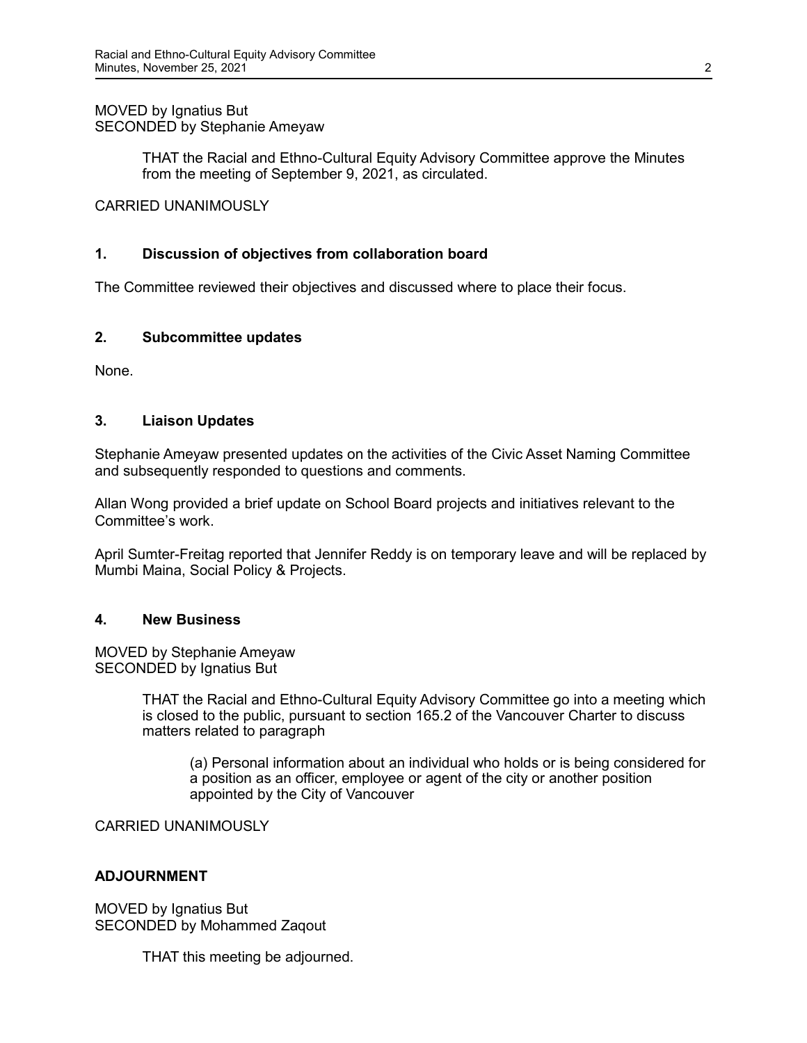MOVED by Ignatius But
SECONDED by Stephanie Ameyaw

> THAT the Racial and Ethno-Cultural Equity Advisory Committee approve the Minutes from the meeting of September 9, 2021, as circulated.

CARRIED UNANIMOUSLY

### 1. Discussion of objectives from collaboration board

The Committee reviewed their objectives and discussed where to place their focus.

### 2. Subcommittee updates

None.

### 3. Liaison Updates

Stephanie Ameyaw presented updates on the activities of the Civic Asset Naming Committee and subsequently responded to questions and comments.

Allan Wong provided a brief update on School Board projects and initiatives relevant to the Committee's work.

April Sumter-Freitag reported that Jennifer Reddy is on temporary leave and will be replaced by Mumbi Maina, Social Policy & Projects.

### 4. New Business

MOVED by Stephanie Ameyaw
SECONDED by Ignatius But

> THAT the Racial and Ethno-Cultural Equity Advisory Committee go into a meeting which is closed to the public, pursuant to section 165.2 of the Vancouver Charter to discuss matters related to paragraph
>
> > (a) Personal information about an individual who holds or is being considered for a position as an officer, employee or agent of the city or another position appointed by the City of Vancouver

CARRIED UNANIMOUSLY

### ADJOURNMENT

MOVED by Ignatius But
SECONDED by Mohammed Zaqout

> THAT this meeting be adjourned.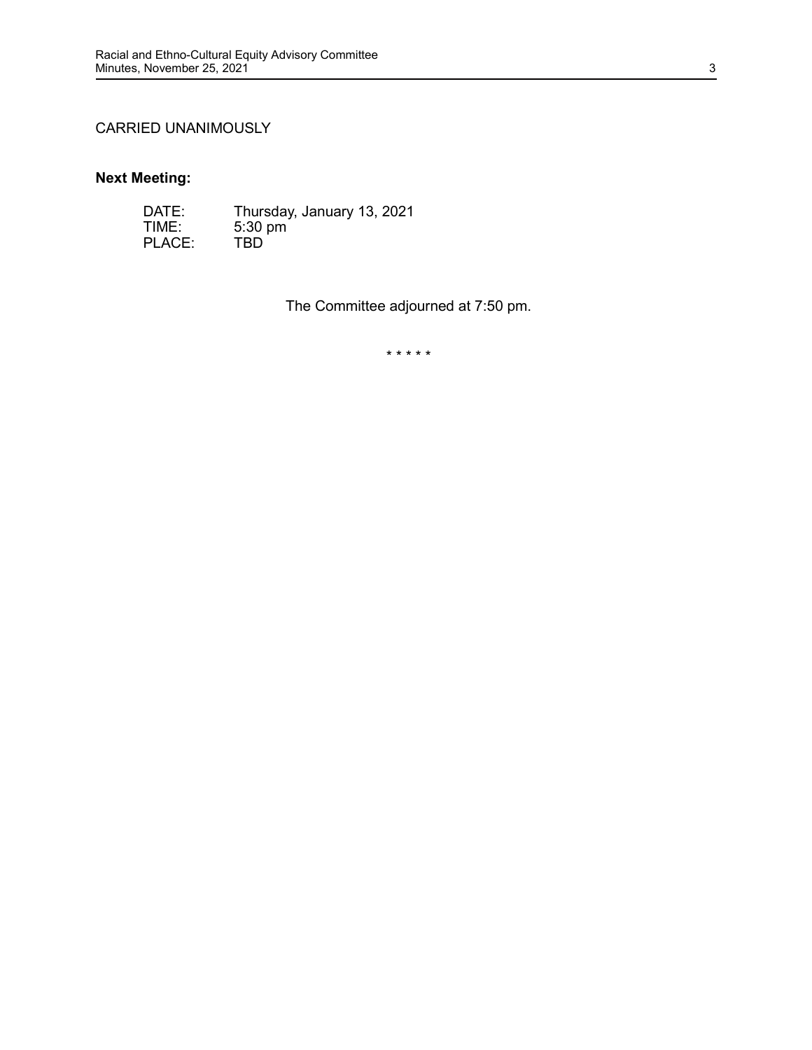CARRIED UNANIMOUSLY

**Next Meeting:**

DATE: Thursday, January 13, 2021
TIME: 5:30 pm
PLACE: TBD

The Committee adjourned at 7:50 pm.

\* \* \* \* \*